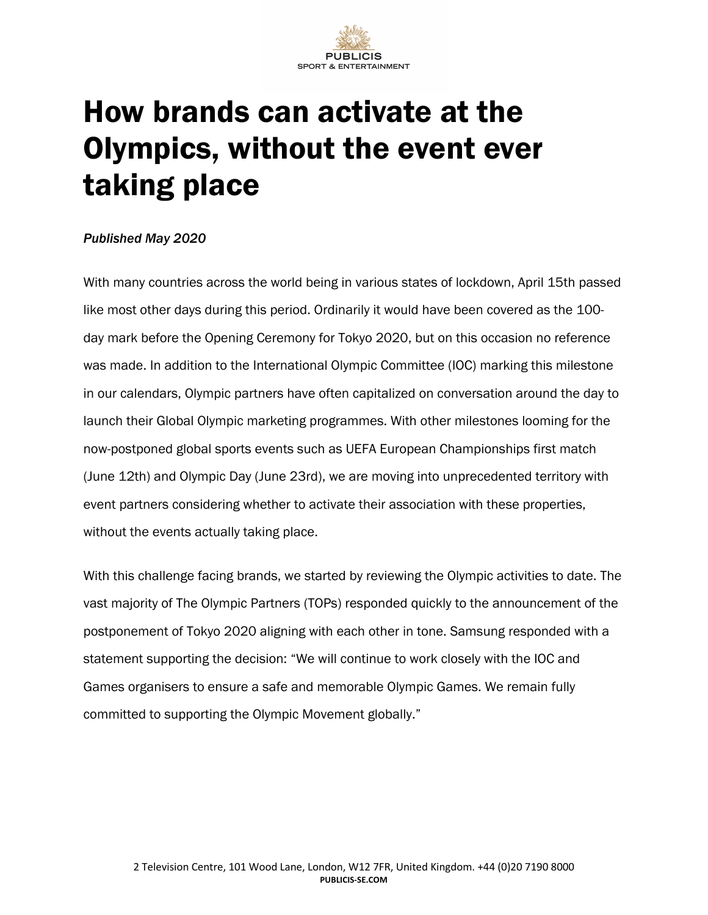# How brands can activate at the Olympics, without the event ever taking place

*Published May 2020*

With many countries across the world being in various states of lockdown, April 15th passed like most other days during this period. Ordinarily it would have been covered as the 100-day mark before the Opening Ceremony for Tokyo 2020, but on this occasion no reference was made. In addition to the International Olympic Committee (IOC) marking this milestone in our calendars, Olympic partners have often capitalized on conversation around the day to launch their Global Olympic marketing programmes. With other milestones looming for the now-postponed global sports events such as UEFA European Championships first match (June 12th) and Olympic Day (June 23rd), we are moving into unprecedented territory with event partners considering whether to activate their association with these properties, without the events actually taking place.

With this challenge facing brands, we started by reviewing the Olympic activities to date. The vast majority of The Olympic Partners (TOPs) responded quickly to the announcement of the postponement of Tokyo 2020 aligning with each other in tone. Samsung responded with a statement supporting the decision: "We will continue to work closely with the IOC and Games organisers to ensure a safe and memorable Olympic Games. We remain fully committed to supporting the Olympic Movement globally."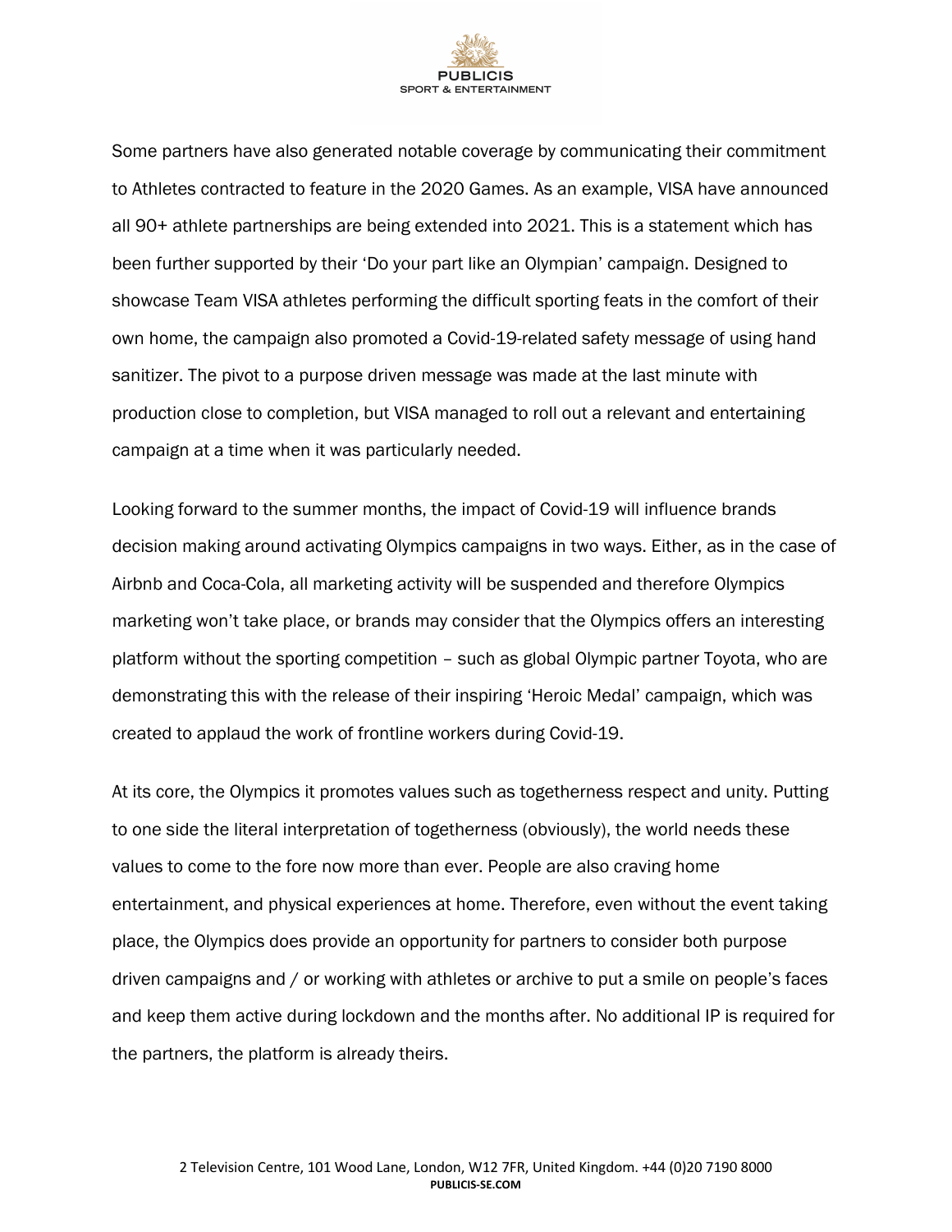Some partners have also generated notable coverage by communicating their commitment to Athletes contracted to feature in the 2020 Games. As an example, VISA have announced all 90+ athlete partnerships are being extended into 2021. This is a statement which has been further supported by their 'Do your part like an Olympian' campaign. Designed to showcase Team VISA athletes performing the difficult sporting feats in the comfort of their own home, the campaign also promoted a Covid-19-related safety message of using hand sanitizer. The pivot to a purpose driven message was made at the last minute with production close to completion, but VISA managed to roll out a relevant and entertaining campaign at a time when it was particularly needed.

Looking forward to the summer months, the impact of Covid-19 will influence brands decision making around activating Olympics campaigns in two ways. Either, as in the case of Airbnb and Coca-Cola, all marketing activity will be suspended and therefore Olympics marketing won't take place, or brands may consider that the Olympics offers an interesting platform without the sporting competition – such as global Olympic partner Toyota, who are demonstrating this with the release of their inspiring 'Heroic Medal' campaign, which was created to applaud the work of frontline workers during Covid-19.

At its core, the Olympics it promotes values such as togetherness respect and unity. Putting to one side the literal interpretation of togetherness (obviously), the world needs these values to come to the fore now more than ever. People are also craving home entertainment, and physical experiences at home. Therefore, even without the event taking place, the Olympics does provide an opportunity for partners to consider both purpose driven campaigns and / or working with athletes or archive to put a smile on people's faces and keep them active during lockdown and the months after. No additional IP is required for the partners, the platform is already theirs.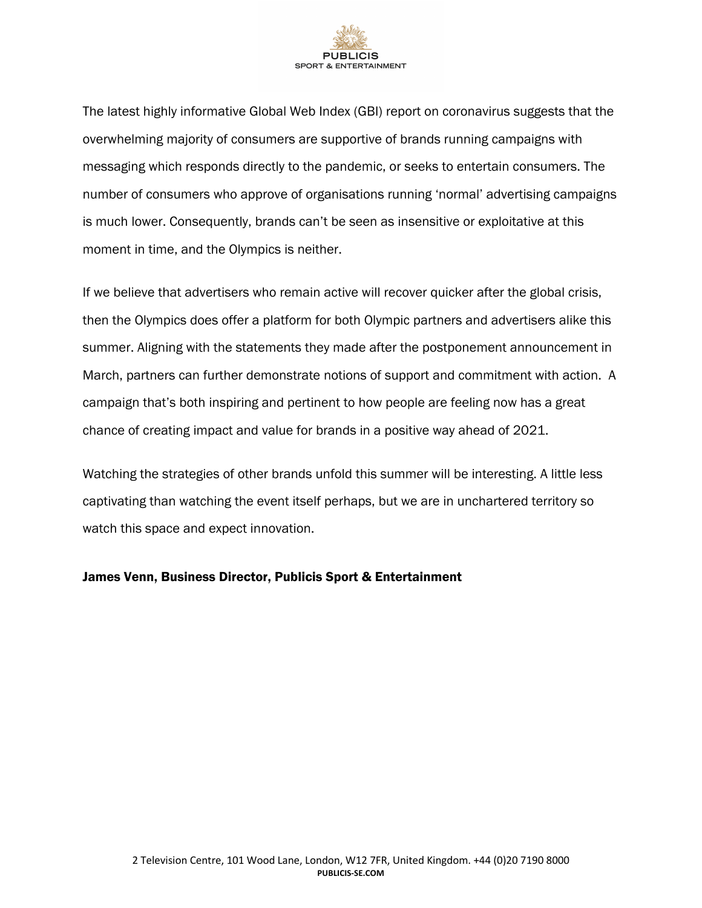The latest highly informative Global Web Index (GBI) report on coronavirus suggests that the overwhelming majority of consumers are supportive of brands running campaigns with messaging which responds directly to the pandemic, or seeks to entertain consumers. The number of consumers who approve of organisations running 'normal' advertising campaigns is much lower. Consequently, brands can't be seen as insensitive or exploitative at this moment in time, and the Olympics is neither.

If we believe that advertisers who remain active will recover quicker after the global crisis, then the Olympics does offer a platform for both Olympic partners and advertisers alike this summer. Aligning with the statements they made after the postponement announcement in March, partners can further demonstrate notions of support and commitment with action. A campaign that's both inspiring and pertinent to how people are feeling now has a great chance of creating impact and value for brands in a positive way ahead of 2021.

Watching the strategies of other brands unfold this summer will be interesting. A little less captivating than watching the event itself perhaps, but we are in unchartered territory so watch this space and expect innovation.

**James Venn, Business Director, Publicis Sport & Entertainment**